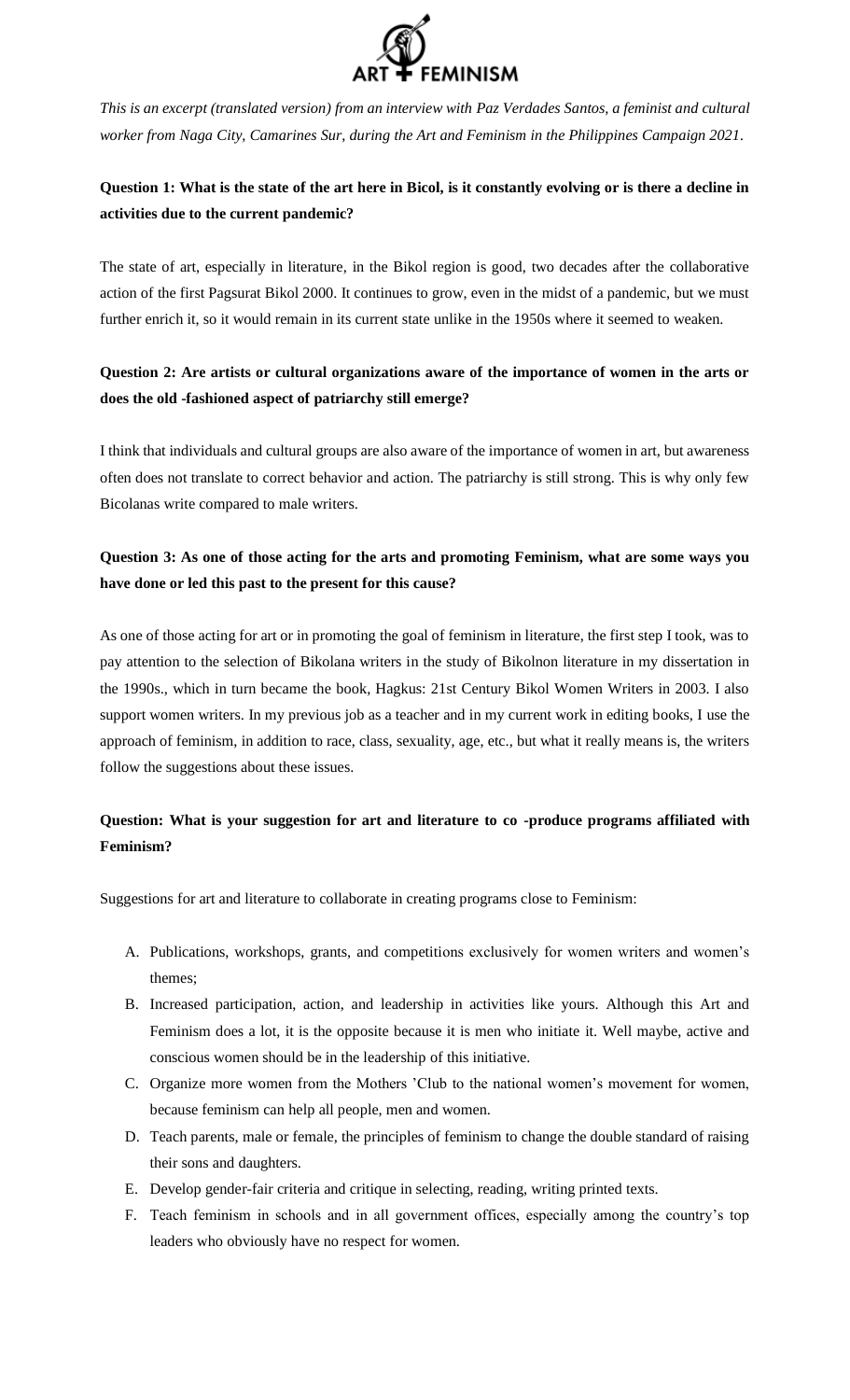ART FEMINISM

*This is an excerpt (translated version) from an interview with Paz Verdades Santos, a feminist and cultural worker from Naga City, Camarines Sur, during the Art and Feminism in the Philippines Campaign 2021.*

**Question 1: What is the state of the art here in Bicol, is it constantly evolving or is there a decline in activities due to the current pandemic?**

The state of art, especially in literature, in the Bikol region is good, two decades after the collaborative action of the first Pagsurat Bikol 2000. It continues to grow, even in the midst of a pandemic, but we must further enrich it, so it would remain in its current state unlike in the 1950s where it seemed to weaken.

**Question 2: Are artists or cultural organizations aware of the importance of women in the arts or does the old -fashioned aspect of patriarchy still emerge?**

I think that individuals and cultural groups are also aware of the importance of women in art, but awareness often does not translate to correct behavior and action. The patriarchy is still strong. This is why only few Bicolanas write compared to male writers.

**Question 3: As one of those acting for the arts and promoting Feminism, what are some ways you have done or led this past to the present for this cause?**

As one of those acting for art or in promoting the goal of feminism in literature, the first step I took, was to pay attention to the selection of Bikolana writers in the study of Bikolnon literature in my dissertation in the 1990s., which in turn became the book, Hagkus: 21st Century Bikol Women Writers in 2003. I also support women writers. In my previous job as a teacher and in my current work in editing books, I use the approach of feminism, in addition to race, class, sexuality, age, etc., but what it really means is, the writers follow the suggestions about these issues.

**Question: What is your suggestion for art and literature to co -produce programs affiliated with Feminism?**

Suggestions for art and literature to collaborate in creating programs close to Feminism:

A. Publications, workshops, grants, and competitions exclusively for women writers and women's themes;
B. Increased participation, action, and leadership in activities like yours. Although this Art and Feminism does a lot, it is the opposite because it is men who initiate it. Well maybe, active and conscious women should be in the leadership of this initiative.
C. Organize more women from the Mothers 'Club to the national women's movement for women, because feminism can help all people, men and women.
D. Teach parents, male or female, the principles of feminism to change the double standard of raising their sons and daughters.
E. Develop gender-fair criteria and critique in selecting, reading, writing printed texts.
F. Teach feminism in schools and in all government offices, especially among the country's top leaders who obviously have no respect for women.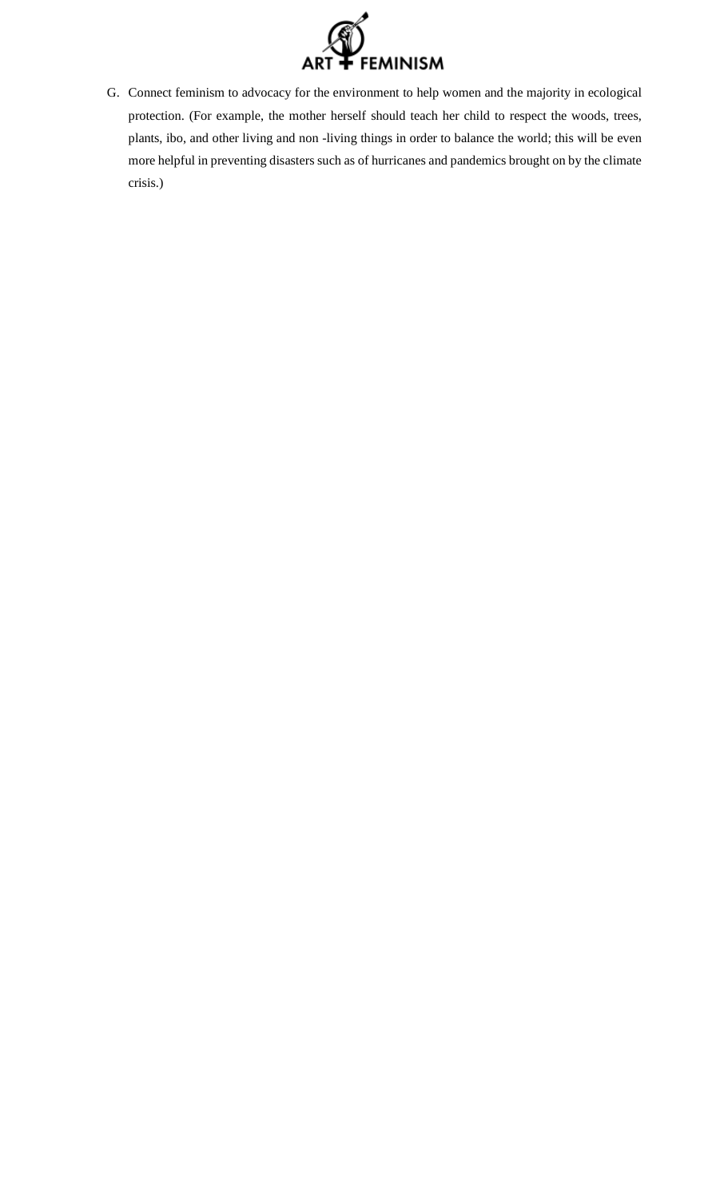G. Connect feminism to advocacy for the environment to help women and the majority in ecological protection. (For example, the mother herself should teach her child to respect the woods, trees, plants, ibo, and other living and non -living things in order to balance the world; this will be even more helpful in preventing disasters such as of hurricanes and pandemics brought on by the climate crisis.)